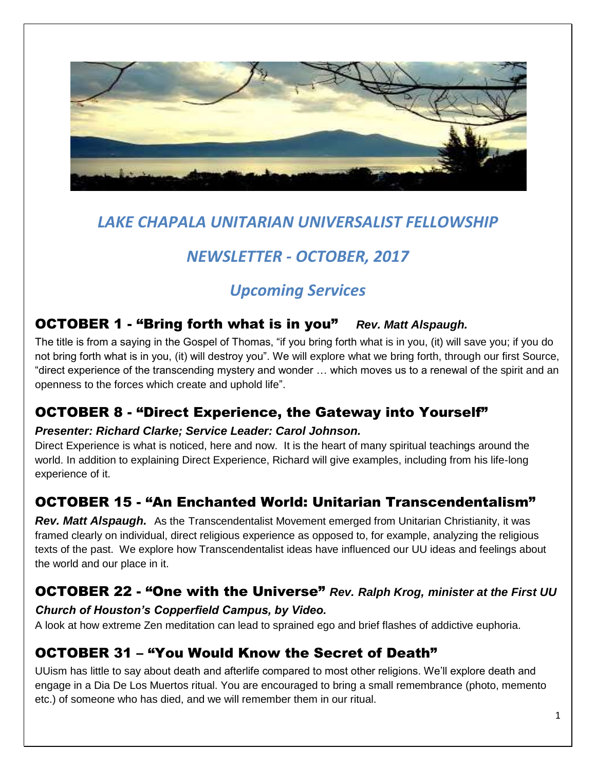# *LAKE CHAPALA UNITARIAN UNIVERSALIST FELLOWSHIP*

## *NEWSLETTER - OCTOBER, 2017*

## *Upcoming Services*

### OCTOBER 1 - "Bring forth what is in you" *Rev. Matt Alspaugh.*

The title is from a saying in the Gospel of Thomas, "if you bring forth what is in you, (it) will save you; if you do not bring forth what is in you, (it) will destroy you". We will explore what we bring forth, through our first Source, "direct experience of the transcending mystery and wonder … which moves us to a renewal of the spirit and an openness to the forces which create and uphold life".

### OCTOBER 8 - "Direct Experience, the Gateway into Yourself"

***Presenter: Richard Clarke; Service Leader: Carol Johnson.***

Direct Experience is what is noticed, here and now. It is the heart of many spiritual teachings around the world. In addition to explaining Direct Experience, Richard will give examples, including from his life-long experience of it.

### OCTOBER 15 - "An Enchanted World: Unitarian Transcendentalism"

***Rev. Matt Alspaugh.*** As the Transcendentalist Movement emerged from Unitarian Christianity, it was framed clearly on individual, direct religious experience as opposed to, for example, analyzing the religious texts of the past. We explore how Transcendentalist ideas have influenced our UU ideas and feelings about the world and our place in it.

### OCTOBER 22 - "One with the Universe" *Rev. Ralph Krog, minister at the First UU Church of Houston's Copperfield Campus, by Video.*

A look at how extreme Zen meditation can lead to sprained ego and brief flashes of addictive euphoria.

### OCTOBER 31 – "You Would Know the Secret of Death"

UUism has little to say about death and afterlife compared to most other religions. We'll explore death and engage in a Dia De Los Muertos ritual. You are encouraged to bring a small remembrance (photo, memento etc.) of someone who has died, and we will remember them in our ritual.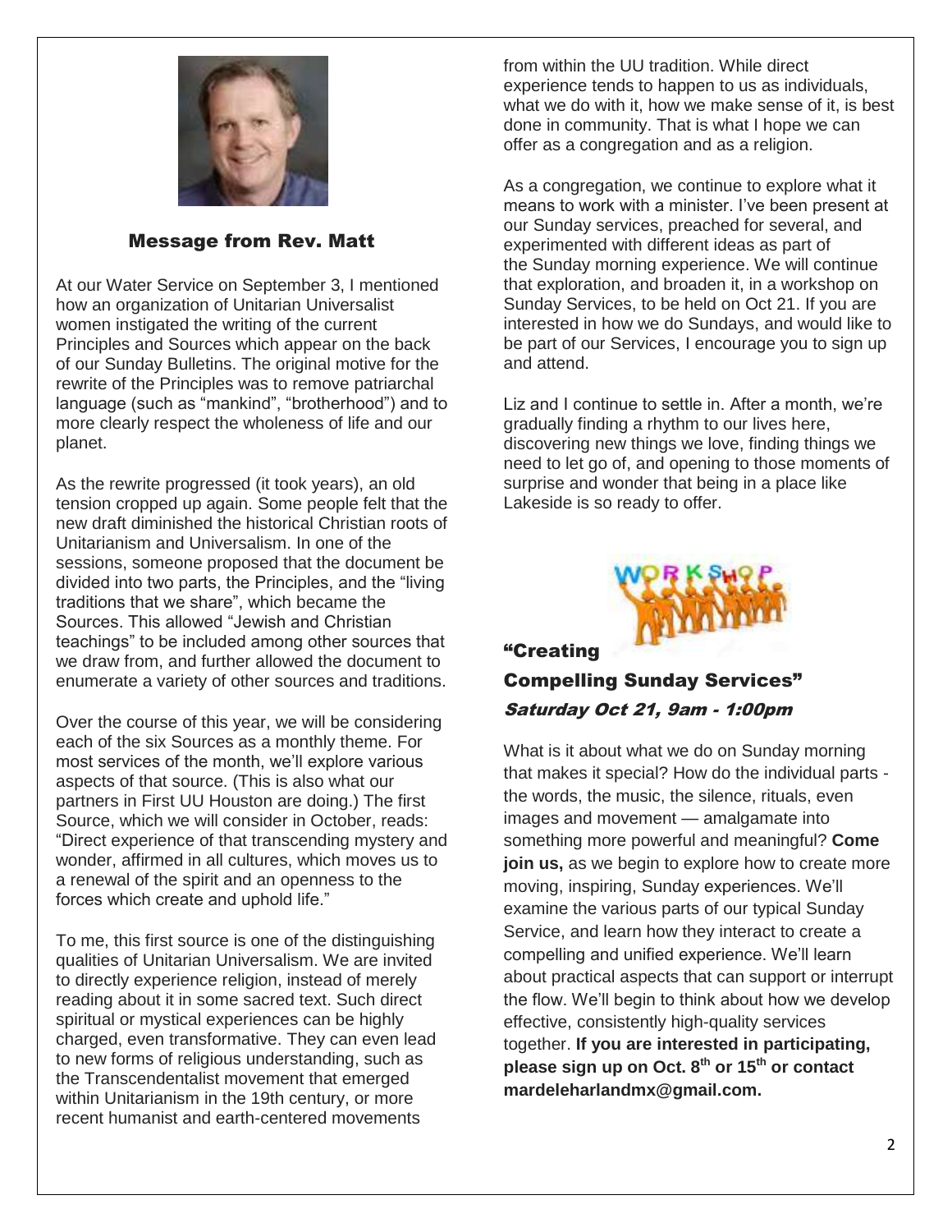## Message from Rev. Matt

At our Water Service on September 3, I mentioned how an organization of Unitarian Universalist women instigated the writing of the current Principles and Sources which appear on the back of our Sunday Bulletins. The original motive for the rewrite of the Principles was to remove patriarchal language (such as "mankind", "brotherhood") and to more clearly respect the wholeness of life and our planet.

As the rewrite progressed (it took years), an old tension cropped up again. Some people felt that the new draft diminished the historical Christian roots of Unitarianism and Universalism. In one of the sessions, someone proposed that the document be divided into two parts, the Principles, and the "living traditions that we share", which became the Sources. This allowed "Jewish and Christian teachings" to be included among other sources that we draw from, and further allowed the document to enumerate a variety of other sources and traditions.

Over the course of this year, we will be considering each of the six Sources as a monthly theme. For most services of the month, we'll explore various aspects of that source. (This is also what our partners in First UU Houston are doing.) The first Source, which we will consider in October, reads: "Direct experience of that transcending mystery and wonder, affirmed in all cultures, which moves us to a renewal of the spirit and an openness to the forces which create and uphold life."

To me, this first source is one of the distinguishing qualities of Unitarian Universalism. We are invited to directly experience religion, instead of merely reading about it in some sacred text. Such direct spiritual or mystical experiences can be highly charged, even transformative. They can even lead to new forms of religious understanding, such as the Transcendentalist movement that emerged within Unitarianism in the 19th century, or more recent humanist and earth-centered movements from within the UU tradition. While direct experience tends to happen to us as individuals, what we do with it, how we make sense of it, is best done in community. That is what I hope we can offer as a congregation and as a religion.

As a congregation, we continue to explore what it means to work with a minister. I've been present at our Sunday services, preached for several, and experimented with different ideas as part of the Sunday morning experience. We will continue that exploration, and broaden it, in a workshop on Sunday Services, to be held on Oct 21. If you are interested in how we do Sundays, and would like to be part of our Services, I encourage you to sign up and attend.

Liz and I continue to settle in. After a month, we're gradually finding a rhythm to our lives here, discovering new things we love, finding things we need to let go of, and opening to those moments of surprise and wonder that being in a place like Lakeside is so ready to offer.

## "Creating Compelling Sunday Services"

***Saturday Oct 21, 9am - 1:00pm***

What is it about what we do on Sunday morning that makes it special? How do the individual parts - the words, the music, the silence, rituals, even images and movement — amalgamate into something more powerful and meaningful? **Come join us,** as we begin to explore how to create more moving, inspiring, Sunday experiences. We'll examine the various parts of our typical Sunday Service, and learn how they interact to create a compelling and unified experience. We'll learn about practical aspects that can support or interrupt the flow. We'll begin to think about how we develop effective, consistently high-quality services together. **If you are interested in participating, please sign up on Oct. 8th or 15th or contact mardeleharlandmx@gmail.com.**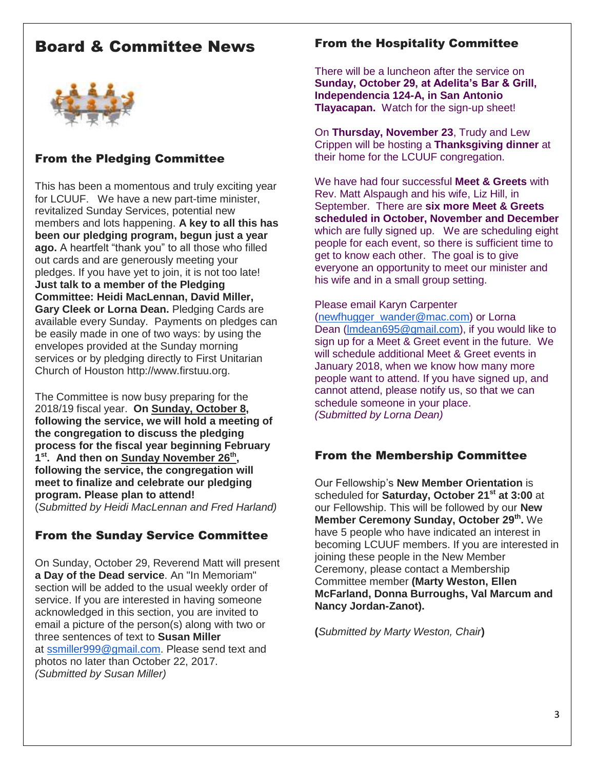# Board & Committee News

## From the Pledging Committee

This has been a momentous and truly exciting year for LCUUF. We have a new part-time minister, revitalized Sunday Services, potential new members and lots happening. **A key to all this has been our pledging program, begun just a year ago.** A heartfelt "thank you" to all those who filled out cards and are generously meeting your pledges. If you have yet to join, it is not too late! **Just talk to a member of the Pledging Committee: Heidi MacLennan, David Miller, Gary Cleek or Lorna Dean.** Pledging Cards are available every Sunday. Payments on pledges can be easily made in one of two ways: by using the envelopes provided at the Sunday morning services or by pledging directly to First Unitarian Church of Houston http://www.firstuu.org.

The Committee is now busy preparing for the 2018/19 fiscal year. **On Sunday, October 8, following the service, we will hold a meeting of the congregation to discuss the pledging process for the fiscal year beginning February 1st. And then on Sunday November 26th, following the service, the congregation will meet to finalize and celebrate our pledging program. Please plan to attend!**
(*Submitted by Heidi MacLennan and Fred Harland)*

## From the Sunday Service Committee

On Sunday, October 29, Reverend Matt will present **a Day of the Dead service**. An "In Memoriam" section will be added to the usual weekly order of service. If you are interested in having someone acknowledged in this section, you are invited to email a picture of the person(s) along with two or three sentences of text to **Susan Miller** at ssmiller999@gmail.com. Please send text and photos no later than October 22, 2017.
*(Submitted by Susan Miller)*

## From the Hospitality Committee

There will be a luncheon after the service on **Sunday, October 29, at Adelita's Bar & Grill, Independencia 124-A, in San Antonio Tlayacapan.** Watch for the sign-up sheet!

On **Thursday, November 23**, Trudy and Lew Crippen will be hosting a **Thanksgiving dinner** at their home for the LCUUF congregation.

We have had four successful **Meet & Greets** with Rev. Matt Alspaugh and his wife, Liz Hill, in September. There are **six more Meet & Greets scheduled in October, November and December** which are fully signed up. We are scheduling eight people for each event, so there is sufficient time to get to know each other. The goal is to give everyone an opportunity to meet our minister and his wife and in a small group setting.

Please email Karyn Carpenter (newfhugger_wander@mac.com) or Lorna Dean (lmdean695@gmail.com), if you would like to sign up for a Meet & Greet event in the future. We will schedule additional Meet & Greet events in January 2018, when we know how many more people want to attend. If you have signed up, and cannot attend, please notify us, so that we can schedule someone in your place.
*(Submitted by Lorna Dean)*

## From the Membership Committee

Our Fellowship's **New Member Orientation** is scheduled for **Saturday, October 21st at 3:00** at our Fellowship. This will be followed by our **New Member Ceremony Sunday, October 29th.** We have 5 people who have indicated an interest in becoming LCUUF members. If you are interested in joining these people in the New Member Ceremony, please contact a Membership Committee member **(Marty Weston, Ellen McFarland, Donna Burroughs, Val Marcum and Nancy Jordan-Zanot).**

**(***Submitted by Marty Weston, Chair***)**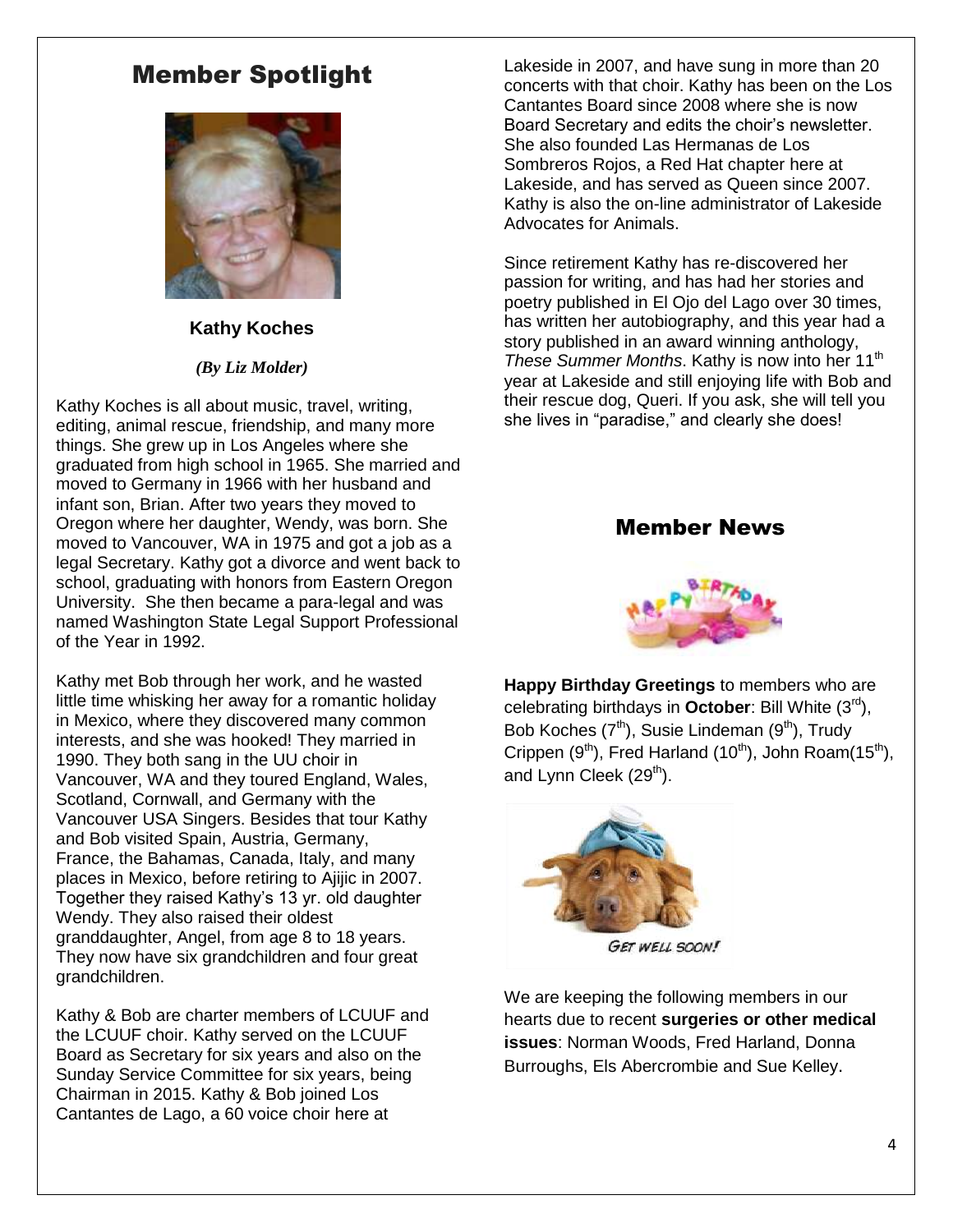## Member Spotlight

**Kathy Koches**

*(By Liz Molder)*

Kathy Koches is all about music, travel, writing, editing, animal rescue, friendship, and many more things. She grew up in Los Angeles where she graduated from high school in 1965. She married and moved to Germany in 1966 with her husband and infant son, Brian. After two years they moved to Oregon where her daughter, Wendy, was born. She moved to Vancouver, WA in 1975 and got a job as a legal Secretary. Kathy got a divorce and went back to school, graduating with honors from Eastern Oregon University. She then became a para-legal and was named Washington State Legal Support Professional of the Year in 1992.

Kathy met Bob through her work, and he wasted little time whisking her away for a romantic holiday in Mexico, where they discovered many common interests, and she was hooked! They married in 1990. They both sang in the UU choir in Vancouver, WA and they toured England, Wales, Scotland, Cornwall, and Germany with the Vancouver USA Singers. Besides that tour Kathy and Bob visited Spain, Austria, Germany, France, the Bahamas, Canada, Italy, and many places in Mexico, before retiring to Ajijic in 2007. Together they raised Kathy's 13 yr. old daughter Wendy. They also raised their oldest granddaughter, Angel, from age 8 to 18 years. They now have six grandchildren and four great grandchildren.

Kathy & Bob are charter members of LCUUF and the LCUUF choir. Kathy served on the LCUUF Board as Secretary for six years and also on the Sunday Service Committee for six years, being Chairman in 2015. Kathy & Bob joined Los Cantantes de Lago, a 60 voice choir here at Lakeside in 2007, and have sung in more than 20 concerts with that choir. Kathy has been on the Los Cantantes Board since 2008 where she is now Board Secretary and edits the choir's newsletter. She also founded Las Hermanas de Los Sombreros Rojos, a Red Hat chapter here at Lakeside, and has served as Queen since 2007. Kathy is also the on-line administrator of Lakeside Advocates for Animals.

Since retirement Kathy has re-discovered her passion for writing, and has had her stories and poetry published in El Ojo del Lago over 30 times, has written her autobiography, and this year had a story published in an award winning anthology, *These Summer Months*. Kathy is now into her 11th year at Lakeside and still enjoying life with Bob and their rescue dog, Queri. If you ask, she will tell you she lives in "paradise," and clearly she does!

## Member News

**Happy Birthday Greetings** to members who are celebrating birthdays in **October**: Bill White (3rd), Bob Koches (7th), Susie Lindeman (9th), Trudy Crippen (9th), Fred Harland (10th), John Roam(15th), and Lynn Cleek (29th).

GET WELL SOON!

We are keeping the following members in our hearts due to recent **surgeries or other medical issues**: Norman Woods, Fred Harland, Donna Burroughs, Els Abercrombie and Sue Kelley.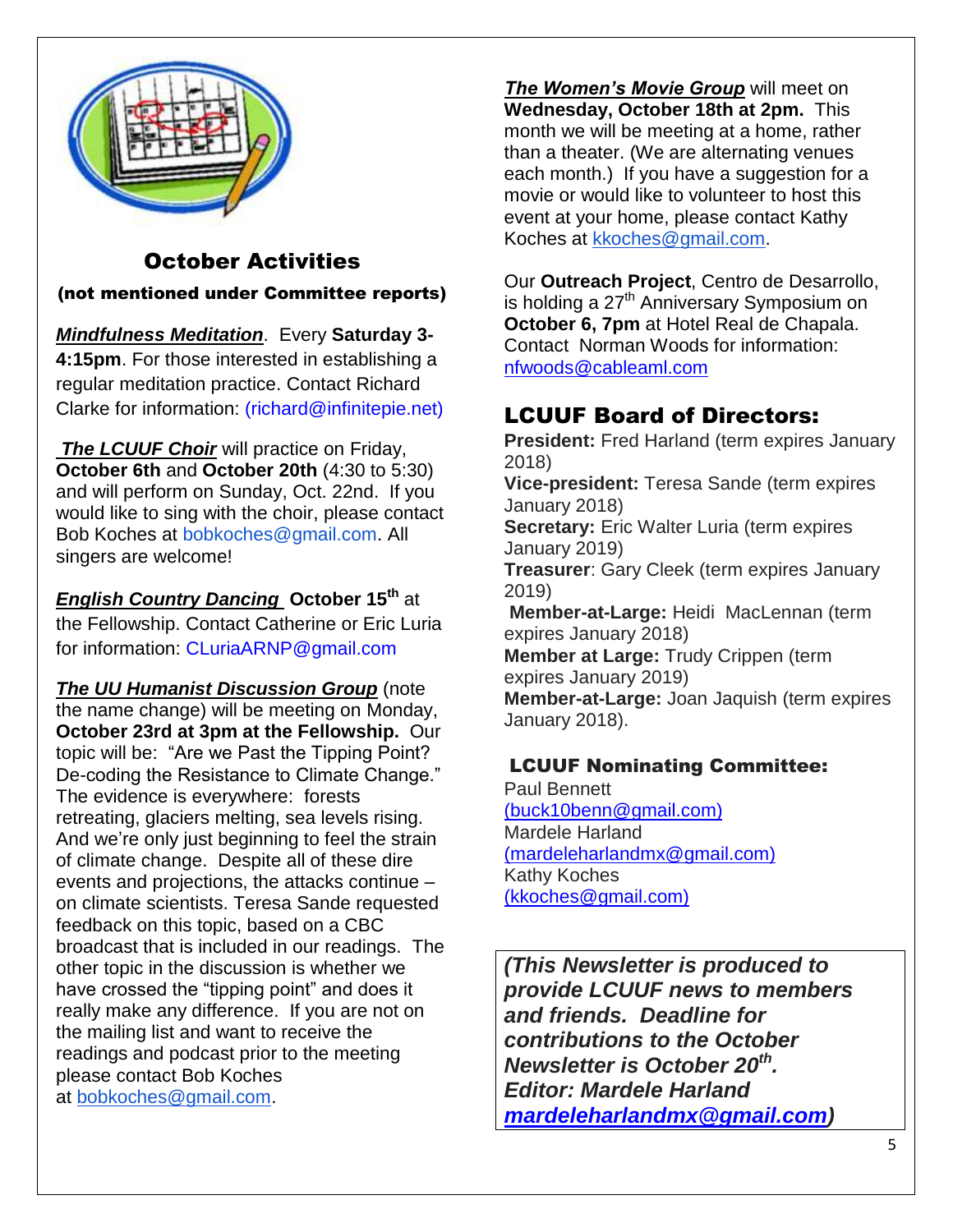## October Activities

**(not mentioned under Committee reports)**

***Mindfulness Meditation***. Every **Saturday 3-4:15pm**. For those interested in establishing a regular meditation practice. Contact Richard Clarke for information: (richard@infinitepie.net)

***The LCUUF Choir*** will practice on Friday, **October 6th** and **October 20th** (4:30 to 5:30) and will perform on Sunday, Oct. 22nd. If you would like to sing with the choir, please contact Bob Koches at bobkoches@gmail.com. All singers are welcome!

***English Country Dancing*** **October 15th** at the Fellowship. Contact Catherine or Eric Luria for information: CLuriaARNP@gmail.com

***The UU Humanist Discussion Group*** (note the name change) will be meeting on Monday, **October 23rd at 3pm at the Fellowship.** Our topic will be: "Are we Past the Tipping Point? De-coding the Resistance to Climate Change." The evidence is everywhere: forests retreating, glaciers melting, sea levels rising. And we're only just beginning to feel the strain of climate change. Despite all of these dire events and projections, the attacks continue – on climate scientists. Teresa Sande requested feedback on this topic, based on a CBC broadcast that is included in our readings. The other topic in the discussion is whether we have crossed the "tipping point" and does it really make any difference. If you are not on the mailing list and want to receive the readings and podcast prior to the meeting please contact Bob Koches at bobkoches@gmail.com.

***The Women's Movie Group*** will meet on **Wednesday, October 18th at 2pm.** This month we will be meeting at a home, rather than a theater. (We are alternating venues each month.) If you have a suggestion for a movie or would like to volunteer to host this event at your home, please contact Kathy Koches at kkoches@gmail.com.

Our **Outreach Project**, Centro de Desarrollo, is holding a 27th Anniversary Symposium on **October 6, 7pm** at Hotel Real de Chapala. Contact Norman Woods for information: nfwoods@cableaml.com

## LCUUF Board of Directors:

**President:** Fred Harland (term expires January 2018)
**Vice-president:** Teresa Sande (term expires January 2018)
**Secretary:** Eric Walter Luria (term expires January 2019)
**Treasurer**: Gary Cleek (term expires January 2019)
**Member-at-Large:** Heidi MacLennan (term expires January 2018)
**Member at Large:** Trudy Crippen (term expires January 2019)
**Member-at-Large:** Joan Jaquish (term expires January 2018).

### LCUUF Nominating Committee:

Paul Bennett
(buck10benn@gmail.com)
Mardele Harland
(mardeleharlandmx@gmail.com)
Kathy Koches
(kkoches@gmail.com)

***(This Newsletter is produced to provide LCUUF news to members and friends. Deadline for contributions to the October Newsletter is October 20th. Editor: Mardele Harland mardeleharlandmx@gmail.com)***